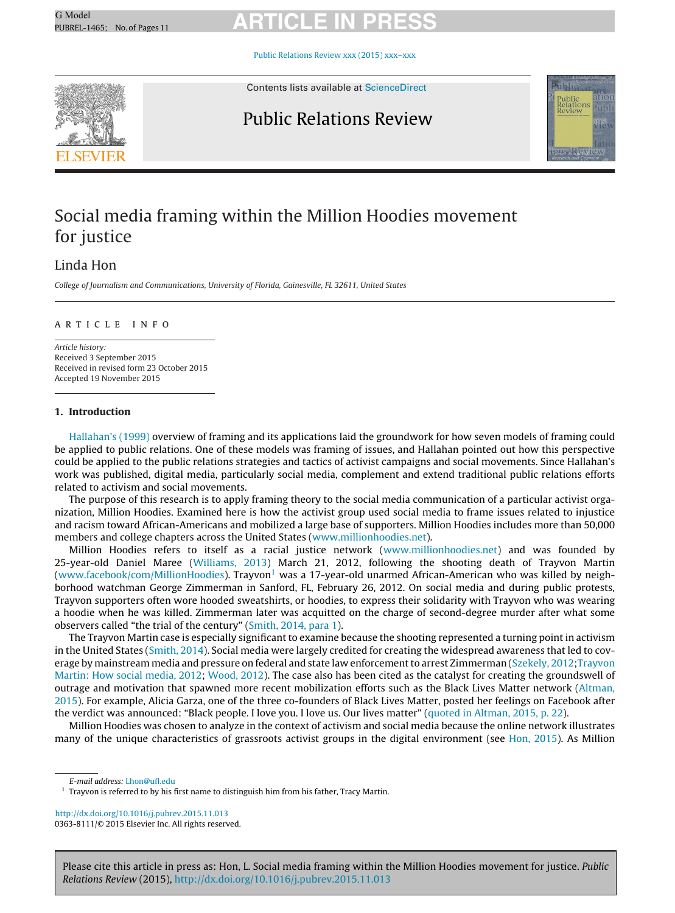# Social media framing within the Million Hoodies movement for justice

Linda Hon

*College of Journalism and Communications, University of Florida, Gainesville, FL 32611, United States*

ARTICLE INFO

*Article history:*
Received 3 September 2015
Received in revised form 23 October 2015
Accepted 19 November 2015

## 1. Introduction

Hallahan's (1999) overview of framing and its applications laid the groundwork for how seven models of framing could be applied to public relations. One of these models was framing of issues, and Hallahan pointed out how this perspective could be applied to the public relations strategies and tactics of activist campaigns and social movements. Since Hallahan's work was published, digital media, particularly social media, complement and extend traditional public relations efforts related to activism and social movements.

The purpose of this research is to apply framing theory to the social media communication of a particular activist organization, Million Hoodies. Examined here is how the activist group used social media to frame issues related to injustice and racism toward African-Americans and mobilized a large base of supporters. Million Hoodies includes more than 50,000 members and college chapters across the United States (www.millionhoodies.net).

Million Hoodies refers to itself as a racial justice network (www.millionhoodies.net) and was founded by 25-year-old Daniel Maree (Williams, 2013) March 21, 2012, following the shooting death of Trayvon Martin (www.facebook/com/MillionHoodies). Trayvon[1] was a 17-year-old unarmed African-American who was killed by neighborhood watchman George Zimmerman in Sanford, FL, February 26, 2012. On social media and during public protests, Trayvon supporters often wore hooded sweatshirts, or hoodies, to express their solidarity with Trayvon who was wearing a hoodie when he was killed. Zimmerman later was acquitted on the charge of second-degree murder after what some observers called "the trial of the century" (Smith, 2014, para 1).

The Trayvon Martin case is especially significant to examine because the shooting represented a turning point in activism in the United States (Smith, 2014). Social media were largely credited for creating the widespread awareness that led to coverage by mainstream media and pressure on federal and state law enforcement to arrest Zimmerman (Szekely, 2012;Trayvon Martin: How social media, 2012; Wood, 2012). The case also has been cited as the catalyst for creating the groundswell of outrage and motivation that spawned more recent mobilization efforts such as the Black Lives Matter network (Altman, 2015). For example, Alicia Garza, one of the three co-founders of Black Lives Matter, posted her feelings on Facebook after the verdict was announced: "Black people. I love you. I love us. Our lives matter" (quoted in Altman, 2015, p. 22).

Million Hoodies was chosen to analyze in the context of activism and social media because the online network illustrates many of the unique characteristics of grassroots activist groups in the digital environment (see Hon, 2015). As Million

*E-mail address:* Lhon@ufl.edu

[1] Trayvon is referred to by his first name to distinguish him from his father, Tracy Martin.

http://dx.doi.org/10.1016/j.pubrev.2015.11.013
0363-8111/© 2015 Elsevier Inc. All rights reserved.

Please cite this article in press as: Hon, L. Social media framing within the Million Hoodies movement for justice. *Public Relations Review* (2015), http://dx.doi.org/10.1016/j.pubrev.2015.11.013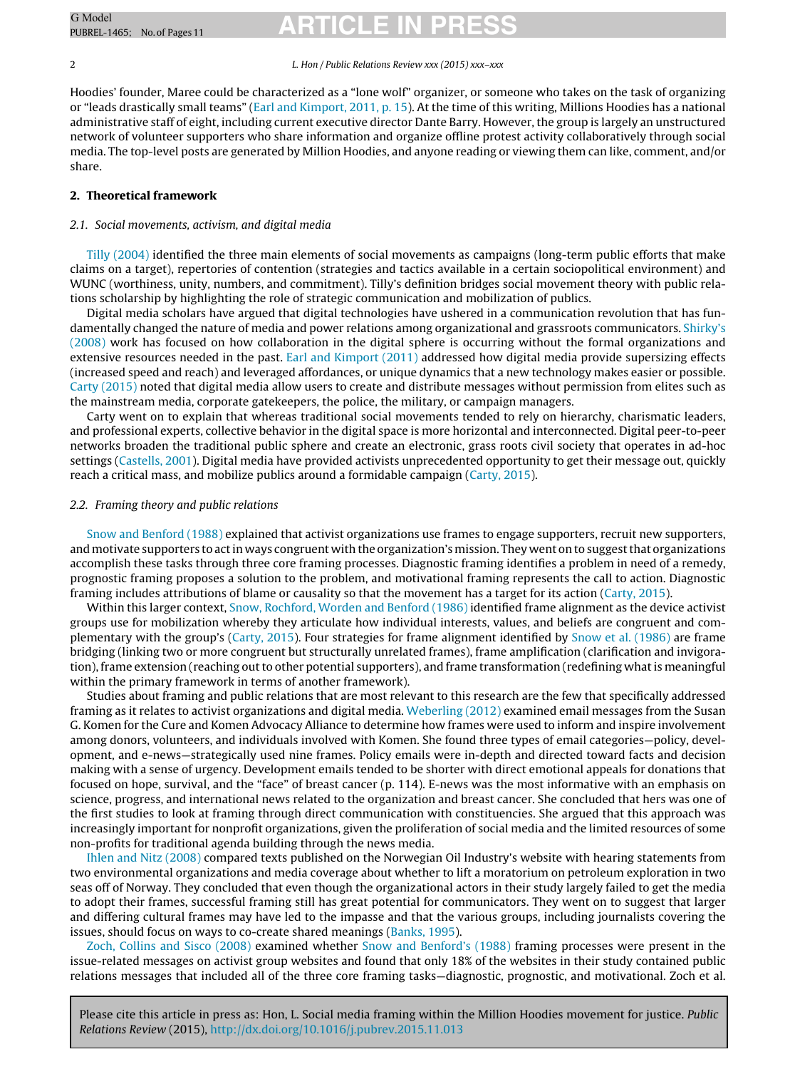Hoodies' founder, Maree could be characterized as a "lone wolf" organizer, or someone who takes on the task of organizing or "leads drastically small teams" (Earl and Kimport, 2011, p. 15). At the time of this writing, Millions Hoodies has a national administrative staff of eight, including current executive director Dante Barry. However, the group is largely an unstructured network of volunteer supporters who share information and organize offline protest activity collaboratively through social media. The top-level posts are generated by Million Hoodies, and anyone reading or viewing them can like, comment, and/or share.

## 2. Theoretical framework

### 2.1. Social movements, activism, and digital media

Tilly (2004) identified the three main elements of social movements as campaigns (long-term public efforts that make claims on a target), repertories of contention (strategies and tactics available in a certain sociopolitical environment) and WUNC (worthiness, unity, numbers, and commitment). Tilly's definition bridges social movement theory with public relations scholarship by highlighting the role of strategic communication and mobilization of publics.

Digital media scholars have argued that digital technologies have ushered in a communication revolution that has fundamentally changed the nature of media and power relations among organizational and grassroots communicators. Shirky's (2008) work has focused on how collaboration in the digital sphere is occurring without the formal organizations and extensive resources needed in the past. Earl and Kimport (2011) addressed how digital media provide supersizing effects (increased speed and reach) and leveraged affordances, or unique dynamics that a new technology makes easier or possible. Carty (2015) noted that digital media allow users to create and distribute messages without permission from elites such as the mainstream media, corporate gatekeepers, the police, the military, or campaign managers.

Carty went on to explain that whereas traditional social movements tended to rely on hierarchy, charismatic leaders, and professional experts, collective behavior in the digital space is more horizontal and interconnected. Digital peer-to-peer networks broaden the traditional public sphere and create an electronic, grass roots civil society that operates in ad-hoc settings (Castells, 2001). Digital media have provided activists unprecedented opportunity to get their message out, quickly reach a critical mass, and mobilize publics around a formidable campaign (Carty, 2015).

### 2.2. Framing theory and public relations

Snow and Benford (1988) explained that activist organizations use frames to engage supporters, recruit new supporters, and motivate supporters to act in ways congruent with the organization's mission. They went on to suggest that organizations accomplish these tasks through three core framing processes. Diagnostic framing identifies a problem in need of a remedy, prognostic framing proposes a solution to the problem, and motivational framing represents the call to action. Diagnostic framing includes attributions of blame or causality so that the movement has a target for its action (Carty, 2015).

Within this larger context, Snow, Rochford, Worden and Benford (1986) identified frame alignment as the device activist groups use for mobilization whereby they articulate how individual interests, values, and beliefs are congruent and complementary with the group's (Carty, 2015). Four strategies for frame alignment identified by Snow et al. (1986) are frame bridging (linking two or more congruent but structurally unrelated frames), frame amplification (clarification and invigoration), frame extension (reaching out to other potential supporters), and frame transformation (redefining what is meaningful within the primary framework in terms of another framework).

Studies about framing and public relations that are most relevant to this research are the few that specifically addressed framing as it relates to activist organizations and digital media. Weberling (2012) examined email messages from the Susan G. Komen for the Cure and Komen Advocacy Alliance to determine how frames were used to inform and inspire involvement among donors, volunteers, and individuals involved with Komen. She found three types of email categories—policy, development, and e-news—strategically used nine frames. Policy emails were in-depth and directed toward facts and decision making with a sense of urgency. Development emails tended to be shorter with direct emotional appeals for donations that focused on hope, survival, and the "face" of breast cancer (p. 114). E-news was the most informative with an emphasis on science, progress, and international news related to the organization and breast cancer. She concluded that hers was one of the first studies to look at framing through direct communication with constituencies. She argued that this approach was increasingly important for nonprofit organizations, given the proliferation of social media and the limited resources of some non-profits for traditional agenda building through the news media.

Ihlen and Nitz (2008) compared texts published on the Norwegian Oil Industry's website with hearing statements from two environmental organizations and media coverage about whether to lift a moratorium on petroleum exploration in two seas off of Norway. They concluded that even though the organizational actors in their study largely failed to get the media to adopt their frames, successful framing still has great potential for communicators. They went on to suggest that larger and differing cultural frames may have led to the impasse and that the various groups, including journalists covering the issues, should focus on ways to co-create shared meanings (Banks, 1995).

Zoch, Collins and Sisco (2008) examined whether Snow and Benford's (1988) framing processes were present in the issue-related messages on activist group websites and found that only 18% of the websites in their study contained public relations messages that included all of the three core framing tasks—diagnostic, prognostic, and motivational. Zoch et al.

Please cite this article in press as: Hon, L. Social media framing within the Million Hoodies movement for justice. *Public Relations Review* (2015), http://dx.doi.org/10.1016/j.pubrev.2015.11.013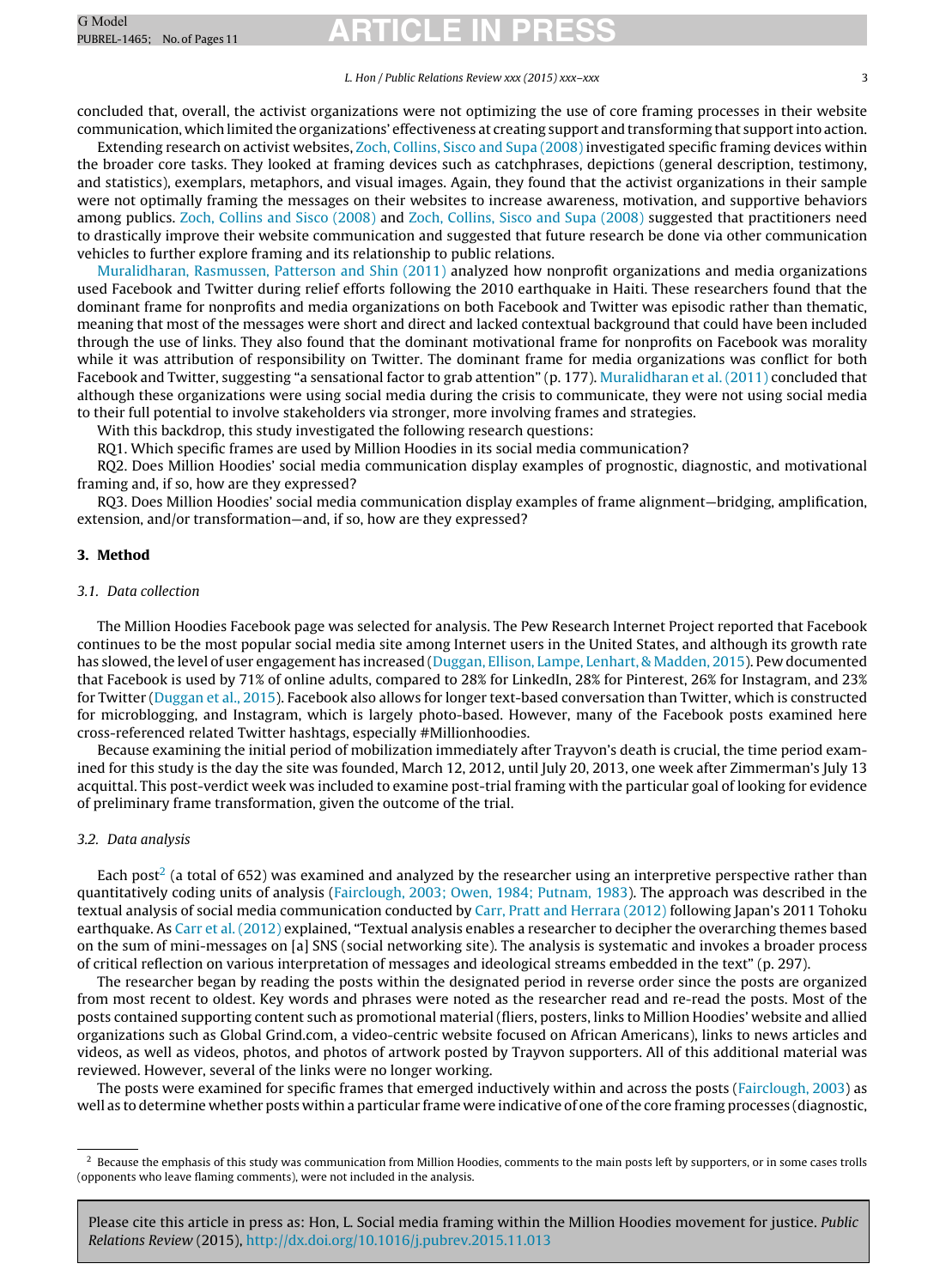concluded that, overall, the activist organizations were not optimizing the use of core framing processes in their website communication, which limited the organizations' effectiveness at creating support and transforming that support into action.

Extending research on activist websites, Zoch, Collins, Sisco and Supa (2008) investigated specific framing devices within the broader core tasks. They looked at framing devices such as catchphrases, depictions (general description, testimony, and statistics), exemplars, metaphors, and visual images. Again, they found that the activist organizations in their sample were not optimally framing the messages on their websites to increase awareness, motivation, and supportive behaviors among publics. Zoch, Collins and Sisco (2008) and Zoch, Collins, Sisco and Supa (2008) suggested that practitioners need to drastically improve their website communication and suggested that future research be done via other communication vehicles to further explore framing and its relationship to public relations.

Muralidharan, Rasmussen, Patterson and Shin (2011) analyzed how nonprofit organizations and media organizations used Facebook and Twitter during relief efforts following the 2010 earthquake in Haiti. These researchers found that the dominant frame for nonprofits and media organizations on both Facebook and Twitter was episodic rather than thematic, meaning that most of the messages were short and direct and lacked contextual background that could have been included through the use of links. They also found that the dominant motivational frame for nonprofits on Facebook was morality while it was attribution of responsibility on Twitter. The dominant frame for media organizations was conflict for both Facebook and Twitter, suggesting "a sensational factor to grab attention" (p. 177). Muralidharan et al. (2011) concluded that although these organizations were using social media during the crisis to communicate, they were not using social media to their full potential to involve stakeholders via stronger, more involving frames and strategies.

With this backdrop, this study investigated the following research questions:

RQ1. Which specific frames are used by Million Hoodies in its social media communication?

RQ2. Does Million Hoodies' social media communication display examples of prognostic, diagnostic, and motivational framing and, if so, how are they expressed?

RQ3. Does Million Hoodies' social media communication display examples of frame alignment—bridging, amplification, extension, and/or transformation—and, if so, how are they expressed?

## 3. Method

### 3.1. Data collection

The Million Hoodies Facebook page was selected for analysis. The Pew Research Internet Project reported that Facebook continues to be the most popular social media site among Internet users in the United States, and although its growth rate has slowed, the level of user engagement has increased (Duggan, Ellison, Lampe, Lenhart, & Madden, 2015). Pew documented that Facebook is used by 71% of online adults, compared to 28% for LinkedIn, 28% for Pinterest, 26% for Instagram, and 23% for Twitter (Duggan et al., 2015). Facebook also allows for longer text-based conversation than Twitter, which is constructed for microblogging, and Instagram, which is largely photo-based. However, many of the Facebook posts examined here cross-referenced related Twitter hashtags, especially #Millionhoodies.

Because examining the initial period of mobilization immediately after Trayvon's death is crucial, the time period examined for this study is the day the site was founded, March 12, 2012, until July 20, 2013, one week after Zimmerman's July 13 acquittal. This post-verdict week was included to examine post-trial framing with the particular goal of looking for evidence of preliminary frame transformation, given the outcome of the trial.

### 3.2. Data analysis

Each post[2] (a total of 652) was examined and analyzed by the researcher using an interpretive perspective rather than quantitatively coding units of analysis (Fairclough, 2003; Owen, 1984; Putnam, 1983). The approach was described in the textual analysis of social media communication conducted by Carr, Pratt and Herrara (2012) following Japan's 2011 Tohoku earthquake. As Carr et al. (2012) explained, "Textual analysis enables a researcher to decipher the overarching themes based on the sum of mini-messages on [a] SNS (social networking site). The analysis is systematic and invokes a broader process of critical reflection on various interpretation of messages and ideological streams embedded in the text" (p. 297).

The researcher began by reading the posts within the designated period in reverse order since the posts are organized from most recent to oldest. Key words and phrases were noted as the researcher read and re-read the posts. Most of the posts contained supporting content such as promotional material (fliers, posters, links to Million Hoodies' website and allied organizations such as Global Grind.com, a video-centric website focused on African Americans), links to news articles and videos, as well as videos, photos, and photos of artwork posted by Trayvon supporters. All of this additional material was reviewed. However, several of the links were no longer working.

The posts were examined for specific frames that emerged inductively within and across the posts (Fairclough, 2003) as well as to determine whether posts within a particular frame were indicative of one of the core framing processes (diagnostic,

[2] Because the emphasis of this study was communication from Million Hoodies, comments to the main posts left by supporters, or in some cases trolls (opponents who leave flaming comments), were not included in the analysis.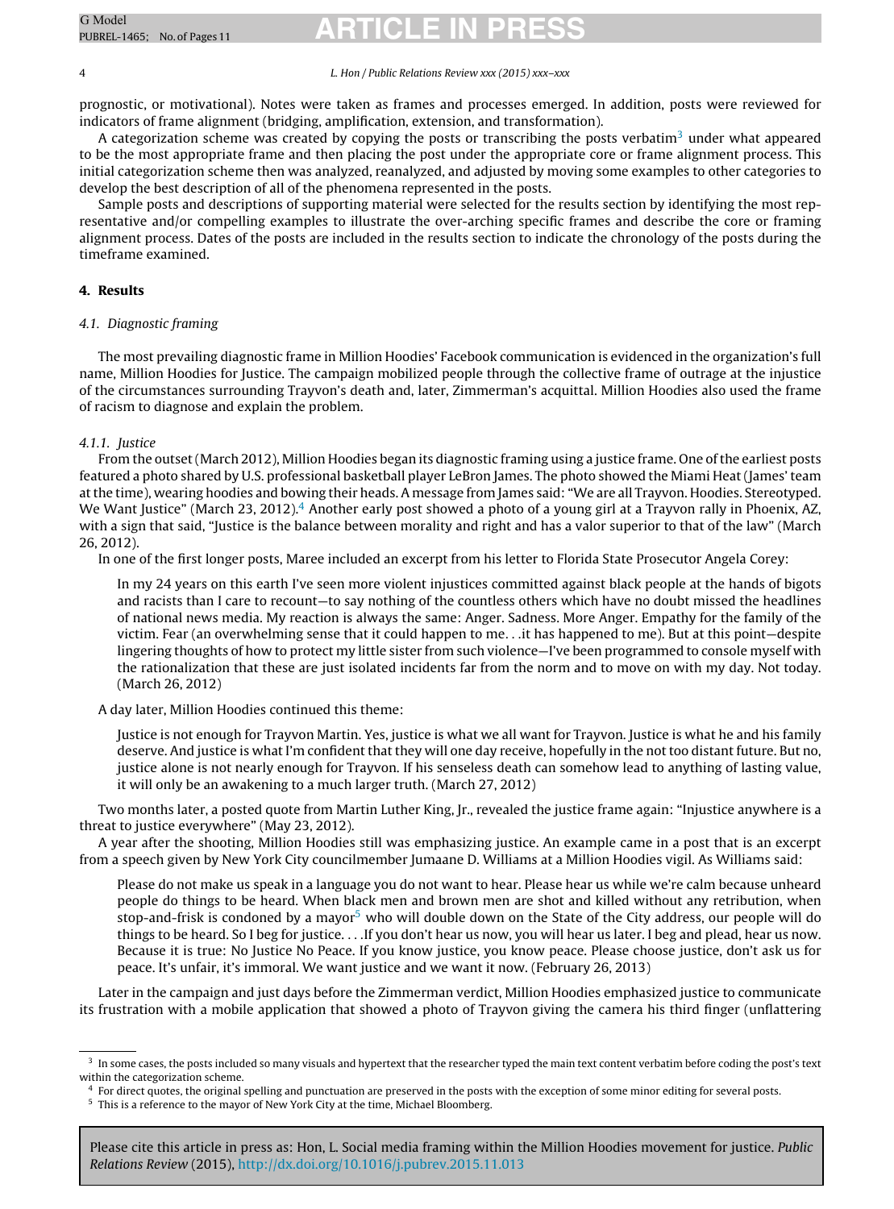prognostic, or motivational). Notes were taken as frames and processes emerged. In addition, posts were reviewed for indicators of frame alignment (bridging, amplification, extension, and transformation).

A categorization scheme was created by copying the posts or transcribing the posts verbatim[3] under what appeared to be the most appropriate frame and then placing the post under the appropriate core or frame alignment process. This initial categorization scheme then was analyzed, reanalyzed, and adjusted by moving some examples to other categories to develop the best description of all of the phenomena represented in the posts.

Sample posts and descriptions of supporting material were selected for the results section by identifying the most representative and/or compelling examples to illustrate the over-arching specific frames and describe the core or framing alignment process. Dates of the posts are included in the results section to indicate the chronology of the posts during the timeframe examined.

## 4. Results

### 4.1. Diagnostic framing

The most prevailing diagnostic frame in Million Hoodies' Facebook communication is evidenced in the organization's full name, Million Hoodies for Justice. The campaign mobilized people through the collective frame of outrage at the injustice of the circumstances surrounding Trayvon's death and, later, Zimmerman's acquittal. Million Hoodies also used the frame of racism to diagnose and explain the problem.

#### 4.1.1. Justice

From the outset (March 2012), Million Hoodies began its diagnostic framing using a justice frame. One of the earliest posts featured a photo shared by U.S. professional basketball player LeBron James. The photo showed the Miami Heat (James' team at the time), wearing hoodies and bowing their heads. A message from James said: "We are all Trayvon. Hoodies. Stereotyped. We Want Justice" (March 23, 2012).[4] Another early post showed a photo of a young girl at a Trayvon rally in Phoenix, AZ, with a sign that said, "Justice is the balance between morality and right and has a valor superior to that of the law" (March 26, 2012).

In one of the first longer posts, Maree included an excerpt from his letter to Florida State Prosecutor Angela Corey:

> In my 24 years on this earth I've seen more violent injustices committed against black people at the hands of bigots and racists than I care to recount—to say nothing of the countless others which have no doubt missed the headlines of national news media. My reaction is always the same: Anger. Sadness. More Anger. Empathy for the family of the victim. Fear (an overwhelming sense that it could happen to me. . .it has happened to me). But at this point—despite lingering thoughts of how to protect my little sister from such violence—I've been programmed to console myself with the rationalization that these are just isolated incidents far from the norm and to move on with my day. Not today. (March 26, 2012)

A day later, Million Hoodies continued this theme:

> Justice is not enough for Trayvon Martin. Yes, justice is what we all want for Trayvon. Justice is what he and his family deserve. And justice is what I'm confident that they will one day receive, hopefully in the not too distant future. But no, justice alone is not nearly enough for Trayvon. If his senseless death can somehow lead to anything of lasting value, it will only be an awakening to a much larger truth. (March 27, 2012)

Two months later, a posted quote from Martin Luther King, Jr., revealed the justice frame again: "Injustice anywhere is a threat to justice everywhere" (May 23, 2012).

A year after the shooting, Million Hoodies still was emphasizing justice. An example came in a post that is an excerpt from a speech given by New York City councilmember Jumaane D. Williams at a Million Hoodies vigil. As Williams said:

> Please do not make us speak in a language you do not want to hear. Please hear us while we're calm because unheard people do things to be heard. When black men and brown men are shot and killed without any retribution, when stop-and-frisk is condoned by a mayor[5] who will double down on the State of the City address, our people will do things to be heard. So I beg for justice. . . .If you don't hear us now, you will hear us later. I beg and plead, hear us now. Because it is true: No Justice No Peace. If you know justice, you know peace. Please choose justice, don't ask us for peace. It's unfair, it's immoral. We want justice and we want it now. (February 26, 2013)

Later in the campaign and just days before the Zimmerman verdict, Million Hoodies emphasized justice to communicate its frustration with a mobile application that showed a photo of Trayvon giving the camera his third finger (unflattering

---

[3] In some cases, the posts included so many visuals and hypertext that the researcher typed the main text content verbatim before coding the post's text within the categorization scheme.

[4] For direct quotes, the original spelling and punctuation are preserved in the posts with the exception of some minor editing for several posts.

[5] This is a reference to the mayor of New York City at the time, Michael Bloomberg.

Please cite this article in press as: Hon, L. Social media framing within the Million Hoodies movement for justice. *Public Relations Review* (2015), http://dx.doi.org/10.1016/j.pubrev.2015.11.013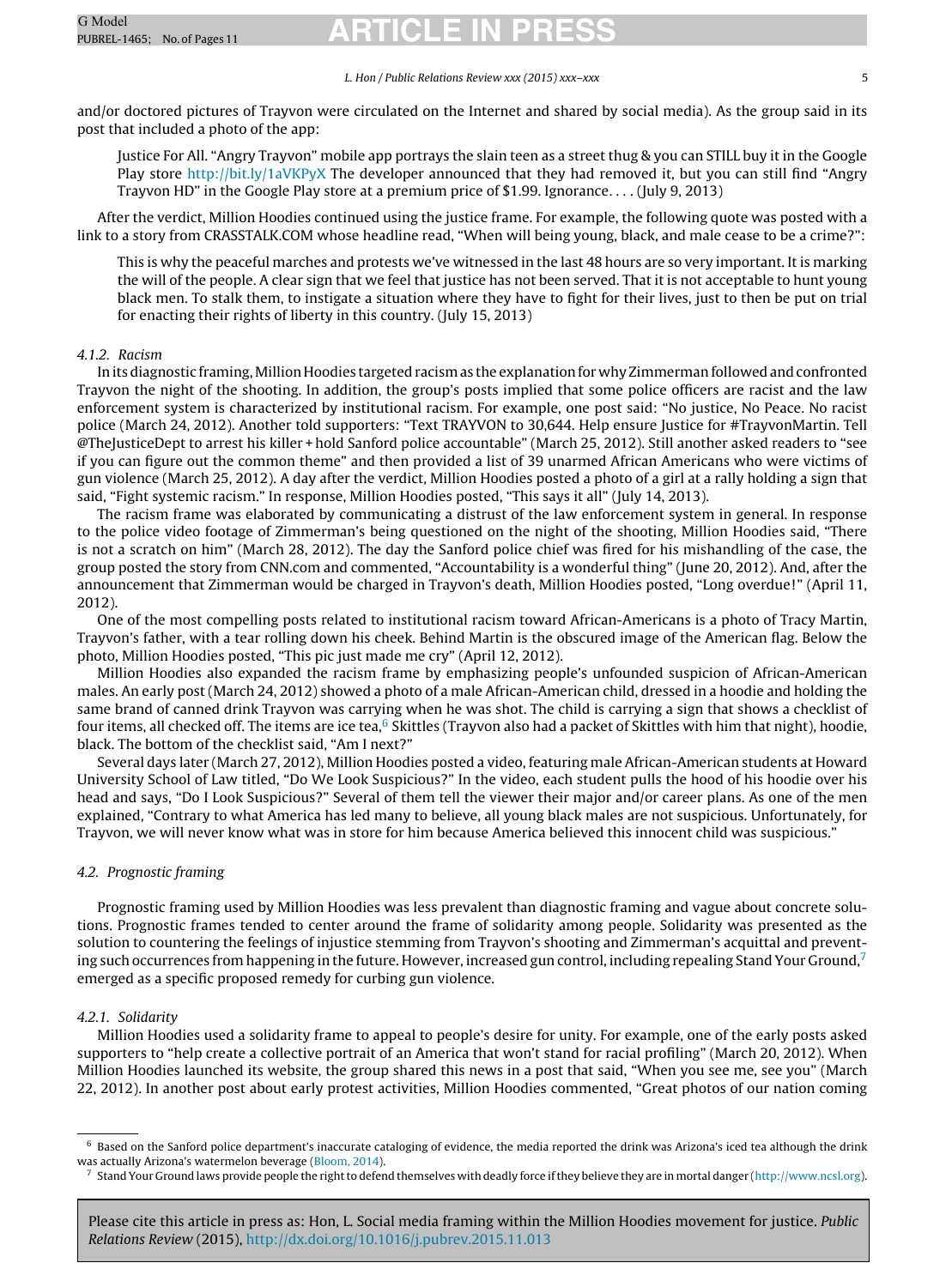and/or doctored pictures of Trayvon were circulated on the Internet and shared by social media). As the group said in its post that included a photo of the app:

> Justice For All. "Angry Trayvon" mobile app portrays the slain teen as a street thug & you can STILL buy it in the Google Play store http://bit.ly/1aVKPyX The developer announced that they had removed it, but you can still find "Angry Trayvon HD" in the Google Play store at a premium price of $1.99. Ignorance.... (July 9, 2013)

After the verdict, Million Hoodies continued using the justice frame. For example, the following quote was posted with a link to a story from CRASSTALK.COM whose headline read, "When will being young, black, and male cease to be a crime?":

> This is why the peaceful marches and protests we've witnessed in the last 48 hours are so very important. It is marking the will of the people. A clear sign that we feel that justice has not been served. That it is not acceptable to hunt young black men. To stalk them, to instigate a situation where they have to fight for their lives, just to then be put on trial for enacting their rights of liberty in this country. (July 15, 2013)

#### *4.1.2. Racism*

In its diagnostic framing, Million Hoodies targeted racism as the explanation for why Zimmerman followed and confronted Trayvon the night of the shooting. In addition, the group's posts implied that some police officers are racist and the law enforcement system is characterized by institutional racism. For example, one post said: "No justice, No Peace. No racist police (March 24, 2012). Another told supporters: "Text TRAYVON to 30,644. Help ensure Justice for #TrayvonMartin. Tell @TheJusticeDept to arrest his killer + hold Sanford police accountable" (March 25, 2012). Still another asked readers to "see if you can figure out the common theme" and then provided a list of 39 unarmed African Americans who were victims of gun violence (March 25, 2012). A day after the verdict, Million Hoodies posted a photo of a girl at a rally holding a sign that said, "Fight systemic racism." In response, Million Hoodies posted, "This says it all" (July 14, 2013).

The racism frame was elaborated by communicating a distrust of the law enforcement system in general. In response to the police video footage of Zimmerman's being questioned on the night of the shooting, Million Hoodies said, "There is not a scratch on him" (March 28, 2012). The day the Sanford police chief was fired for his mishandling of the case, the group posted the story from CNN.com and commented, "Accountability is a wonderful thing" (June 20, 2012). And, after the announcement that Zimmerman would be charged in Trayvon's death, Million Hoodies posted, "Long overdue!" (April 11, 2012).

One of the most compelling posts related to institutional racism toward African-Americans is a photo of Tracy Martin, Trayvon's father, with a tear rolling down his cheek. Behind Martin is the obscured image of the American flag. Below the photo, Million Hoodies posted, "This pic just made me cry" (April 12, 2012).

Million Hoodies also expanded the racism frame by emphasizing people's unfounded suspicion of African-American males. An early post (March 24, 2012) showed a photo of a male African-American child, dressed in a hoodie and holding the same brand of canned drink Trayvon was carrying when he was shot. The child is carrying a sign that shows a checklist of four items, all checked off. The items are ice tea,[6] Skittles (Trayvon also had a packet of Skittles with him that night), hoodie, black. The bottom of the checklist said, "Am I next?"

Several days later (March 27, 2012), Million Hoodies posted a video, featuring male African-American students at Howard University School of Law titled, "Do We Look Suspicious?" In the video, each student pulls the hood of his hoodie over his head and says, "Do I Look Suspicious?" Several of them tell the viewer their major and/or career plans. As one of the men explained, "Contrary to what America has led many to believe, all young black males are not suspicious. Unfortunately, for Trayvon, we will never know what was in store for him because America believed this innocent child was suspicious."

### *4.2. Prognostic framing*

Prognostic framing used by Million Hoodies was less prevalent than diagnostic framing and vague about concrete solutions. Prognostic frames tended to center around the frame of solidarity among people. Solidarity was presented as the solution to countering the feelings of injustice stemming from Trayvon's shooting and Zimmerman's acquittal and preventing such occurrences from happening in the future. However, increased gun control, including repealing Stand Your Ground,[7] emerged as a specific proposed remedy for curbing gun violence.

#### *4.2.1. Solidarity*

Million Hoodies used a solidarity frame to appeal to people's desire for unity. For example, one of the early posts asked supporters to "help create a collective portrait of an America that won't stand for racial profiling" (March 20, 2012). When Million Hoodies launched its website, the group shared this news in a post that said, "When you see me, see you" (March 22, 2012). In another post about early protest activities, Million Hoodies commented, "Great photos of our nation coming

---

[6] Based on the Sanford police department's inaccurate cataloging of evidence, the media reported the drink was Arizona's iced tea although the drink was actually Arizona's watermelon beverage (Bloom, 2014).

[7] Stand Your Ground laws provide people the right to defend themselves with deadly force if they believe they are in mortal danger (http://www.ncsl.org).

Please cite this article in press as: Hon, L. Social media framing within the Million Hoodies movement for justice. *Public Relations Review* (2015), http://dx.doi.org/10.1016/j.pubrev.2015.11.013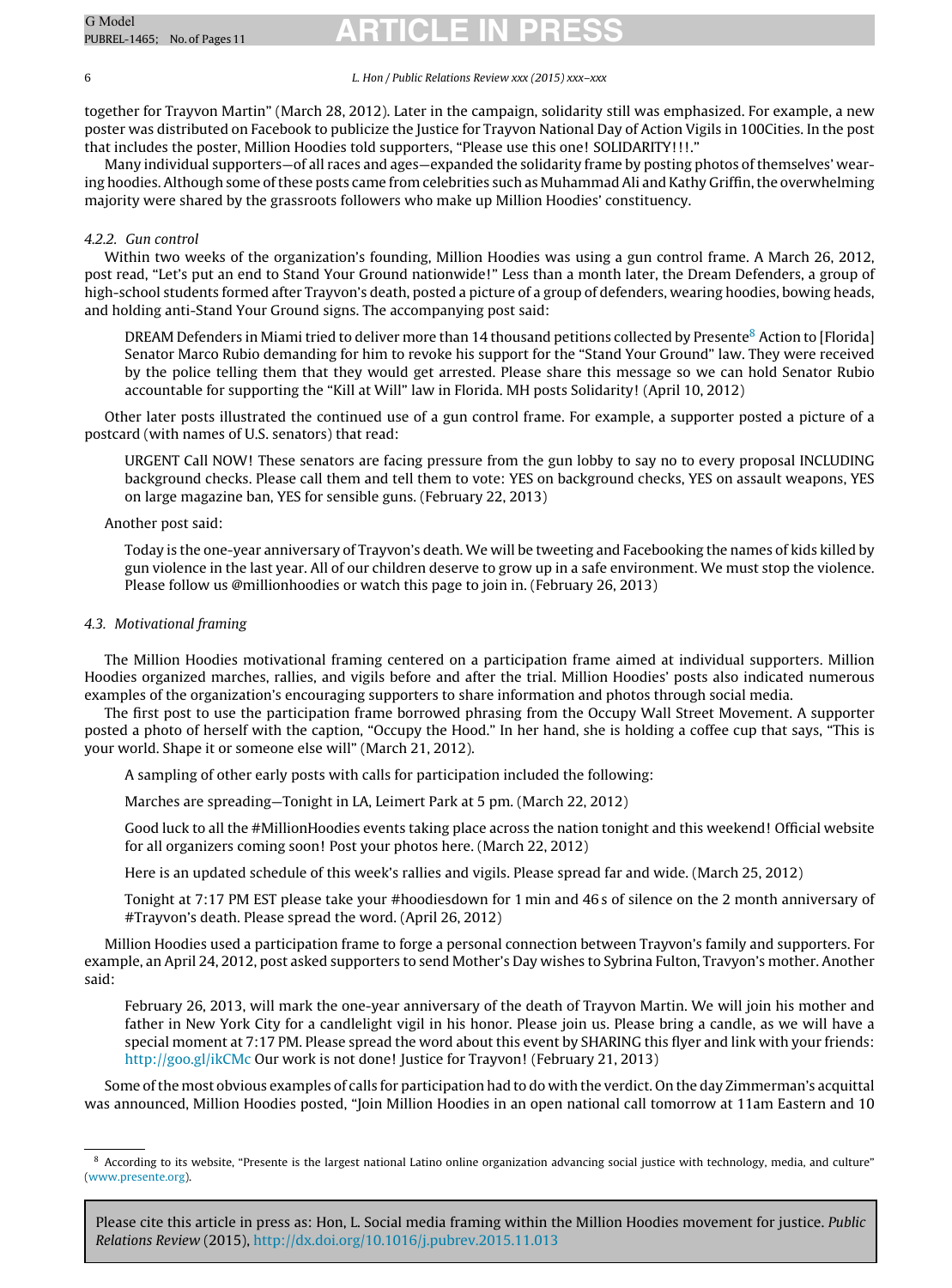together for Trayvon Martin" (March 28, 2012). Later in the campaign, solidarity still was emphasized. For example, a new poster was distributed on Facebook to publicize the Justice for Trayvon National Day of Action Vigils in 100Cities. In the post that includes the poster, Million Hoodies told supporters, "Please use this one! SOLIDARITY!!!."

Many individual supporters—of all races and ages—expanded the solidarity frame by posting photos of themselves' wearing hoodies. Although some of these posts came from celebrities such as Muhammad Ali and Kathy Griffin, the overwhelming majority were shared by the grassroots followers who make up Million Hoodies' constituency.

#### *4.2.2. Gun control*

Within two weeks of the organization's founding, Million Hoodies was using a gun control frame. A March 26, 2012, post read, "Let's put an end to Stand Your Ground nationwide!" Less than a month later, the Dream Defenders, a group of high-school students formed after Trayvon's death, posted a picture of a group of defenders, wearing hoodies, bowing heads, and holding anti-Stand Your Ground signs. The accompanying post said:

> DREAM Defenders in Miami tried to deliver more than 14 thousand petitions collected by Presente[8] Action to [Florida] Senator Marco Rubio demanding for him to revoke his support for the "Stand Your Ground" law. They were received by the police telling them that they would get arrested. Please share this message so we can hold Senator Rubio accountable for supporting the "Kill at Will" law in Florida. MH posts Solidarity! (April 10, 2012)

Other later posts illustrated the continued use of a gun control frame. For example, a supporter posted a picture of a postcard (with names of U.S. senators) that read:

> URGENT Call NOW! These senators are facing pressure from the gun lobby to say no to every proposal INCLUDING background checks. Please call them and tell them to vote: YES on background checks, YES on assault weapons, YES on large magazine ban, YES for sensible guns. (February 22, 2013)

Another post said:

> Today is the one-year anniversary of Trayvon's death. We will be tweeting and Facebooking the names of kids killed by gun violence in the last year. All of our children deserve to grow up in a safe environment. We must stop the violence. Please follow us @millionhoodies or watch this page to join in. (February 26, 2013)

### *4.3. Motivational framing*

The Million Hoodies motivational framing centered on a participation frame aimed at individual supporters. Million Hoodies organized marches, rallies, and vigils before and after the trial. Million Hoodies' posts also indicated numerous examples of the organization's encouraging supporters to share information and photos through social media.

The first post to use the participation frame borrowed phrasing from the Occupy Wall Street Movement. A supporter posted a photo of herself with the caption, "Occupy the Hood." In her hand, she is holding a coffee cup that says, "This is your world. Shape it or someone else will" (March 21, 2012).

> A sampling of other early posts with calls for participation included the following:
>
> Marches are spreading—Tonight in LA, Leimert Park at 5 pm. (March 22, 2012)
>
> Good luck to all the #MillionHoodies events taking place across the nation tonight and this weekend! Official website for all organizers coming soon! Post your photos here. (March 22, 2012)
>
> Here is an updated schedule of this week's rallies and vigils. Please spread far and wide. (March 25, 2012)
>
> Tonight at 7:17 PM EST please take your #hoodiesdown for 1 min and 46 s of silence on the 2 month anniversary of #Trayvon's death. Please spread the word. (April 26, 2012)

Million Hoodies used a participation frame to forge a personal connection between Trayvon's family and supporters. For example, an April 24, 2012, post asked supporters to send Mother's Day wishes to Sybrina Fulton, Travyon's mother. Another said:

> February 26, 2013, will mark the one-year anniversary of the death of Trayvon Martin. We will join his mother and father in New York City for a candlelight vigil in his honor. Please join us. Please bring a candle, as we will have a special moment at 7:17 PM. Please spread the word about this event by SHARING this flyer and link with your friends: http://goo.gl/ikCMc Our work is not done! Justice for Trayvon! (February 21, 2013)

Some of the most obvious examples of calls for participation had to do with the verdict. On the day Zimmerman's acquittal was announced, Million Hoodies posted, "Join Million Hoodies in an open national call tomorrow at 11am Eastern and 10

---

[8] According to its website, "Presente is the largest national Latino online organization advancing social justice with technology, media, and culture" (www.presente.org).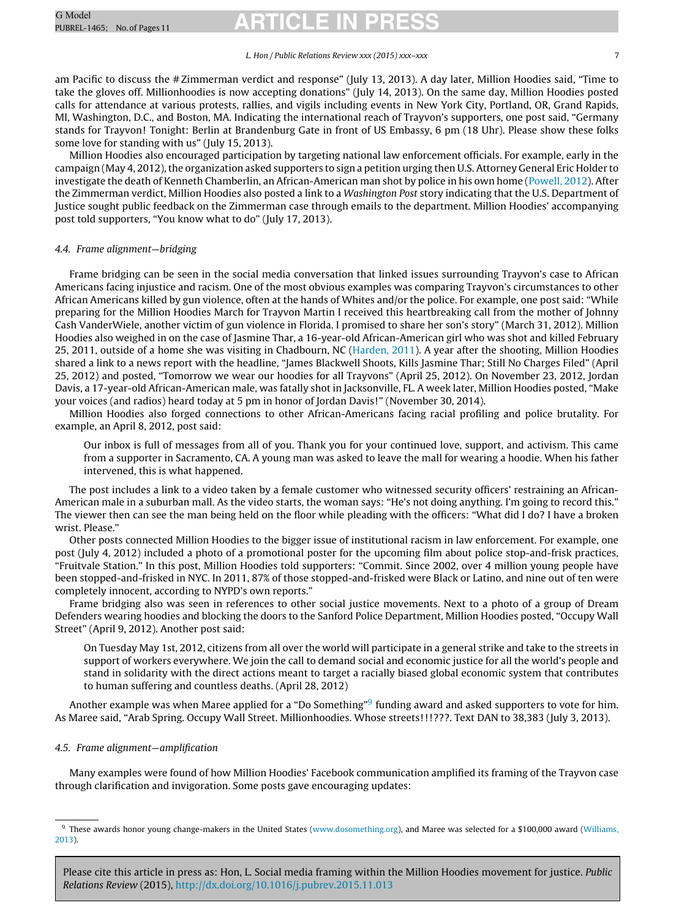am Pacific to discuss the #Zimmerman verdict and response" (July 13, 2013). A day later, Million Hoodies said, "Time to take the gloves off. Millionhoodies is now accepting donations" (July 14, 2013). On the same day, Million Hoodies posted calls for attendance at various protests, rallies, and vigils including events in New York City, Portland, OR, Grand Rapids, MI, Washington, D.C., and Boston, MA. Indicating the international reach of Trayvon's supporters, one post said, "Germany stands for Trayvon! Tonight: Berlin at Brandenburg Gate in front of US Embassy, 6 pm (18 Uhr). Please show these folks some love for standing with us" (July 15, 2013).

Million Hoodies also encouraged participation by targeting national law enforcement officials. For example, early in the campaign (May 4, 2012), the organization asked supporters to sign a petition urging then U.S. Attorney General Eric Holder to investigate the death of Kenneth Chamberlin, an African-American man shot by police in his own home (Powell, 2012). After the Zimmerman verdict, Million Hoodies also posted a link to a *Washington Post* story indicating that the U.S. Department of Justice sought public feedback on the Zimmerman case through emails to the department. Million Hoodies' accompanying post told supporters, "You know what to do" (July 17, 2013).

### *4.4. Frame alignment—bridging*

Frame bridging can be seen in the social media conversation that linked issues surrounding Trayvon's case to African Americans facing injustice and racism. One of the most obvious examples was comparing Trayvon's circumstances to other African Americans killed by gun violence, often at the hands of Whites and/or the police. For example, one post said: "While preparing for the Million Hoodies March for Trayvon Martin I received this heartbreaking call from the mother of Johnny Cash VanderWiele, another victim of gun violence in Florida. I promised to share her son's story" (March 31, 2012). Million Hoodies also weighed in on the case of Jasmine Thar, a 16-year-old African-American girl who was shot and killed February 25, 2011, outside of a home she was visiting in Chadbourn, NC (Harden, 2011). A year after the shooting, Million Hoodies shared a link to a news report with the headline, "James Blackwell Shoots, Kills Jasmine Thar; Still No Charges Filed" (April 25, 2012) and posted, "Tomorrow we wear our hoodies for all Trayvons" (April 25, 2012). On November 23, 2012, Jordan Davis, a 17-year-old African-American male, was fatally shot in Jacksonville, FL. A week later, Million Hoodies posted, "Make your voices (and radios) heard today at 5 pm in honor of Jordan Davis!" (November 30, 2014).

Million Hoodies also forged connections to other African-Americans facing racial profiling and police brutality. For example, an April 8, 2012, post said:

> Our inbox is full of messages from all of you. Thank you for your continued love, support, and activism. This came from a supporter in Sacramento, CA. A young man was asked to leave the mall for wearing a hoodie. When his father intervened, this is what happened.

The post includes a link to a video taken by a female customer who witnessed security officers' restraining an African-American male in a suburban mall. As the video starts, the woman says: "He's not doing anything. I'm going to record this." The viewer then can see the man being held on the floor while pleading with the officers: "What did I do? I have a broken wrist. Please."

Other posts connected Million Hoodies to the bigger issue of institutional racism in law enforcement. For example, one post (July 4, 2012) included a photo of a promotional poster for the upcoming film about police stop-and-frisk practices, "Fruitvale Station." In this post, Million Hoodies told supporters: "Commit. Since 2002, over 4 million young people have been stopped-and-frisked in NYC. In 2011, 87% of those stopped-and-frisked were Black or Latino, and nine out of ten were completely innocent, according to NYPD's own reports."

Frame bridging also was seen in references to other social justice movements. Next to a photo of a group of Dream Defenders wearing hoodies and blocking the doors to the Sanford Police Department, Million Hoodies posted, "Occupy Wall Street" (April 9, 2012). Another post said:

> On Tuesday May 1st, 2012, citizens from all over the world will participate in a general strike and take to the streets in support of workers everywhere. We join the call to demand social and economic justice for all the world's people and stand in solidarity with the direct actions meant to target a racially biased global economic system that contributes to human suffering and countless deaths. (April 28, 2012)

Another example was when Maree applied for a "Do Something"[9] funding award and asked supporters to vote for him. As Maree said, "Arab Spring. Occupy Wall Street. Millionhoodies. Whose streets!!!???. Text DAN to 38,383 (July 3, 2013).

### *4.5. Frame alignment—amplification*

Many examples were found of how Million Hoodies' Facebook communication amplified its framing of the Trayvon case through clarification and invigoration. Some posts gave encouraging updates:

[9] These awards honor young change-makers in the United States (www.dosomething.org), and Maree was selected for a $100,000 award (Williams, 2013).

Please cite this article in press as: Hon, L. Social media framing within the Million Hoodies movement for justice. *Public Relations Review* (2015), http://dx.doi.org/10.1016/j.pubrev.2015.11.013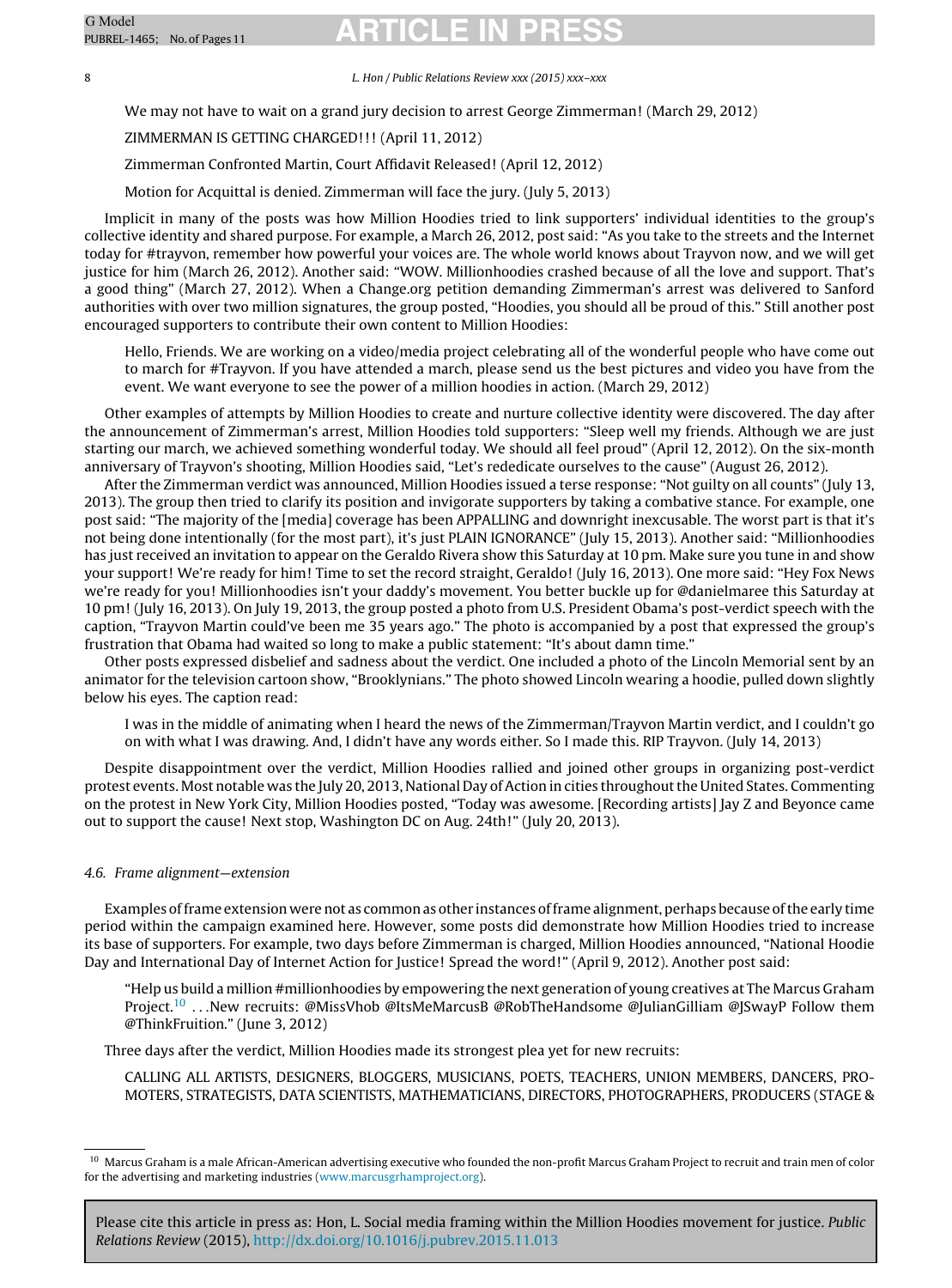We may not have to wait on a grand jury decision to arrest George Zimmerman! (March 29, 2012)

ZIMMERMAN IS GETTING CHARGED!!! (April 11, 2012)

Zimmerman Confronted Martin, Court Affidavit Released! (April 12, 2012)

Motion for Acquittal is denied. Zimmerman will face the jury. (July 5, 2013)

Implicit in many of the posts was how Million Hoodies tried to link supporters' individual identities to the group's collective identity and shared purpose. For example, a March 26, 2012, post said: "As you take to the streets and the Internet today for #trayvon, remember how powerful your voices are. The whole world knows about Trayvon now, and we will get justice for him (March 26, 2012). Another said: "WOW. Millionhoodies crashed because of all the love and support. That's a good thing" (March 27, 2012). When a Change.org petition demanding Zimmerman's arrest was delivered to Sanford authorities with over two million signatures, the group posted, "Hoodies, you should all be proud of this." Still another post encouraged supporters to contribute their own content to Million Hoodies:

> Hello, Friends. We are working on a video/media project celebrating all of the wonderful people who have come out to march for #Trayvon. If you have attended a march, please send us the best pictures and video you have from the event. We want everyone to see the power of a million hoodies in action. (March 29, 2012)

Other examples of attempts by Million Hoodies to create and nurture collective identity were discovered. The day after the announcement of Zimmerman's arrest, Million Hoodies told supporters: "Sleep well my friends. Although we are just starting our march, we achieved something wonderful today. We should all feel proud" (April 12, 2012). On the six-month anniversary of Trayvon's shooting, Million Hoodies said, "Let's rededicate ourselves to the cause" (August 26, 2012).

After the Zimmerman verdict was announced, Million Hoodies issued a terse response: "Not guilty on all counts" (July 13, 2013). The group then tried to clarify its position and invigorate supporters by taking a combative stance. For example, one post said: "The majority of the [media] coverage has been APPALLING and downright inexcusable. The worst part is that it's not being done intentionally (for the most part), it's just PLAIN IGNORANCE" (July 15, 2013). Another said: "Millionhoodies has just received an invitation to appear on the Geraldo Rivera show this Saturday at 10 pm. Make sure you tune in and show your support! We're ready for him! Time to set the record straight, Geraldo! (July 16, 2013). One more said: "Hey Fox News we're ready for you! Millionhoodies isn't your daddy's movement. You better buckle up for @danielmaree this Saturday at 10 pm! (July 16, 2013). On July 19, 2013, the group posted a photo from U.S. President Obama's post-verdict speech with the caption, "Trayvon Martin could've been me 35 years ago." The photo is accompanied by a post that expressed the group's frustration that Obama had waited so long to make a public statement: "It's about damn time."

Other posts expressed disbelief and sadness about the verdict. One included a photo of the Lincoln Memorial sent by an animator for the television cartoon show, "Brooklynians." The photo showed Lincoln wearing a hoodie, pulled down slightly below his eyes. The caption read:

> I was in the middle of animating when I heard the news of the Zimmerman/Trayvon Martin verdict, and I couldn't go on with what I was drawing. And, I didn't have any words either. So I made this. RIP Trayvon. (July 14, 2013)

Despite disappointment over the verdict, Million Hoodies rallied and joined other groups in organizing post-verdict protest events. Most notable was the July 20, 2013, National Day of Action in cities throughout the United States. Commenting on the protest in New York City, Million Hoodies posted, "Today was awesome. [Recording artists] Jay Z and Beyonce came out to support the cause! Next stop, Washington DC on Aug. 24th!" (July 20, 2013).

### *4.6. Frame alignment—extension*

Examples of frame extension were not as common as other instances of frame alignment, perhaps because of the early time period within the campaign examined here. However, some posts did demonstrate how Million Hoodies tried to increase its base of supporters. For example, two days before Zimmerman is charged, Million Hoodies announced, "National Hoodie Day and International Day of Internet Action for Justice! Spread the word!" (April 9, 2012). Another post said:

> "Help us build a million #millionhoodies by empowering the next generation of young creatives at The Marcus Graham Project.[10] ...New recruits: @MissVhob @ItsMeMarcusB @RobTheHandsome @JulianGilliam @JSwayP Follow them @ThinkFruition." (June 3, 2012)

Three days after the verdict, Million Hoodies made its strongest plea yet for new recruits:

> CALLING ALL ARTISTS, DESIGNERS, BLOGGERS, MUSICIANS, POETS, TEACHERS, UNION MEMBERS, DANCERS, PROMOTERS, STRATEGISTS, DATA SCIENTISTS, MATHEMATICIANS, DIRECTORS, PHOTOGRAPHERS, PRODUCERS (STAGE &

---

[10] Marcus Graham is a male African-American advertising executive who founded the non-profit Marcus Graham Project to recruit and train men of color for the advertising and marketing industries (www.marcusgrhamproject.org).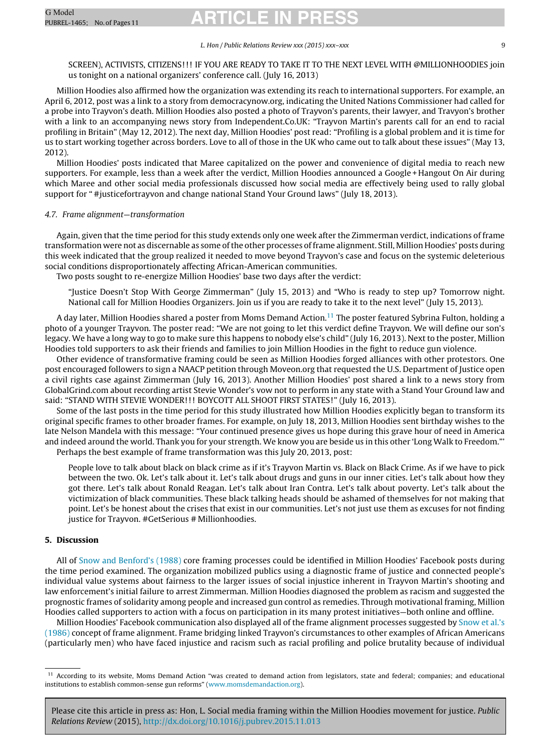SCREEN), ACTIVISTS, CITIZENS!!! IF YOU ARE READY TO TAKE IT TO THE NEXT LEVEL WITH @MILLIONHOODIES join us tonight on a national organizers' conference call. (July 16, 2013)

Million Hoodies also affirmed how the organization was extending its reach to international supporters. For example, an April 6, 2012, post was a link to a story from democracynow.org, indicating the United Nations Commissioner had called for a probe into Trayvon's death. Million Hoodies also posted a photo of Trayvon's parents, their lawyer, and Travyon's brother with a link to an accompanying news story from Independent.Co.UK: "Trayvon Martin's parents call for an end to racial profiling in Britain" (May 12, 2012). The next day, Million Hoodies' post read: "Profiling is a global problem and it is time for us to start working together across borders. Love to all of those in the UK who came out to talk about these issues" (May 13, 2012).

Million Hoodies' posts indicated that Maree capitalized on the power and convenience of digital media to reach new supporters. For example, less than a week after the verdict, Million Hoodies announced a Google + Hangout On Air during which Maree and other social media professionals discussed how social media are effectively being used to rally global support for " #justicefortrayvon and change national Stand Your Ground laws" (July 18, 2013).

### 4.7. Frame alignment—transformation

Again, given that the time period for this study extends only one week after the Zimmerman verdict, indications of frame transformation were not as discernable as some of the other processes of frame alignment. Still, Million Hoodies' posts during this week indicated that the group realized it needed to move beyond Trayvon's case and focus on the systemic deleterious social conditions disproportionately affecting African-American communities.

Two posts sought to re-energize Million Hoodies' base two days after the verdict:

> "Justice Doesn't Stop With George Zimmerman" (July 15, 2013) and "Who is ready to step up? Tomorrow night. National call for Million Hoodies Organizers. Join us if you are ready to take it to the next level" (July 15, 2013).

A day later, Million Hoodies shared a poster from Moms Demand Action.[11] The poster featured Sybrina Fulton, holding a photo of a younger Trayvon. The poster read: "We are not going to let this verdict define Trayvon. We will define our son's legacy. We have a long way to go to make sure this happens to nobody else's child" (July 16, 2013). Next to the poster, Million Hoodies told supporters to ask their friends and families to join Million Hoodies in the fight to reduce gun violence.

Other evidence of transformative framing could be seen as Million Hoodies forged alliances with other protestors. One post encouraged followers to sign a NAACP petition through Moveon.org that requested the U.S. Department of Justice open a civil rights case against Zimmerman (July 16, 2013). Another Million Hoodies' post shared a link to a news story from GlobalGrind.com about recording artist Stevie Wonder's vow not to perform in any state with a Stand Your Ground law and said: "STAND WITH STEVIE WONDER!!! BOYCOTT ALL SHOOT FIRST STATES!" (July 16, 2013).

Some of the last posts in the time period for this study illustrated how Million Hoodies explicitly began to transform its original specific frames to other broader frames. For example, on July 18, 2013, Million Hoodies sent birthday wishes to the late Nelson Mandela with this message: "Your continued presence gives us hope during this grave hour of need in America and indeed around the world. Thank you for your strength. We know you are beside us in this other 'Long Walk to Freedom.'"

Perhaps the best example of frame transformation was this July 20, 2013, post:

> People love to talk about black on black crime as if it's Trayvon Martin vs. Black on Black Crime. As if we have to pick between the two. Ok. Let's talk about it. Let's talk about drugs and guns in our inner cities. Let's talk about how they got there. Let's talk about Ronald Reagan. Let's talk about Iran Contra. Let's talk about poverty. Let's talk about the victimization of black communities. These black talking heads should be ashamed of themselves for not making that point. Let's be honest about the crises that exist in our communities. Let's not just use them as excuses for not finding justice for Trayvon. #GetSerious # Millionhoodies.

## 5. Discussion

All of Snow and Benford's (1988) core framing processes could be identified in Million Hoodies' Facebook posts during the time period examined. The organization mobilized publics using a diagnostic frame of justice and connected people's individual value systems about fairness to the larger issues of social injustice inherent in Trayvon Martin's shooting and law enforcement's initial failure to arrest Zimmerman. Million Hoodies diagnosed the problem as racism and suggested the prognostic frames of solidarity among people and increased gun control as remedies. Through motivational framing, Million Hoodies called supporters to action with a focus on participation in its many protest initiatives—both online and offline.

Million Hoodies' Facebook communication also displayed all of the frame alignment processes suggested by Snow et al.'s (1986) concept of frame alignment. Frame bridging linked Trayvon's circumstances to other examples of African Americans (particularly men) who have faced injustice and racism such as racial profiling and police brutality because of individual

[11] According to its website, Moms Demand Action "was created to demand action from legislators, state and federal; companies; and educational institutions to establish common-sense gun reforms" (www.momsdemandaction.org).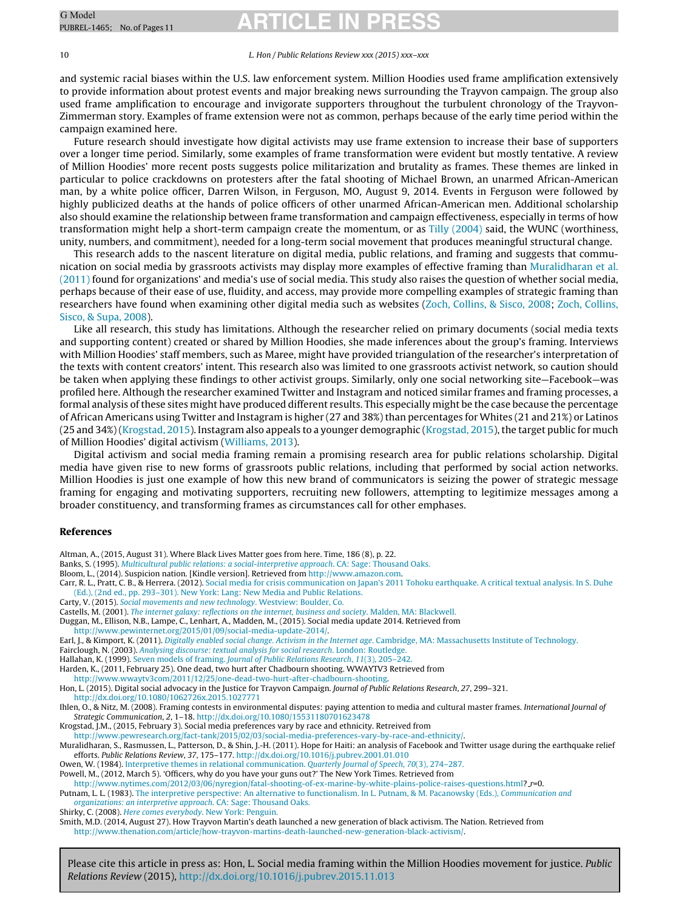and systemic racial biases within the U.S. law enforcement system. Million Hoodies used frame amplification extensively to provide information about protest events and major breaking news surrounding the Trayvon campaign. The group also used frame amplification to encourage and invigorate supporters throughout the turbulent chronology of the Trayvon-Zimmerman story. Examples of frame extension were not as common, perhaps because of the early time period within the campaign examined here.

Future research should investigate how digital activists may use frame extension to increase their base of supporters over a longer time period. Similarly, some examples of frame transformation were evident but mostly tentative. A review of Million Hoodies' more recent posts suggests police militarization and brutality as frames. These themes are linked in particular to police crackdowns on protesters after the fatal shooting of Michael Brown, an unarmed African-American man, by a white police officer, Darren Wilson, in Ferguson, MO, August 9, 2014. Events in Ferguson were followed by highly publicized deaths at the hands of police officers of other unarmed African-American men. Additional scholarship also should examine the relationship between frame transformation and campaign effectiveness, especially in terms of how transformation might help a short-term campaign create the momentum, or as Tilly (2004) said, the WUNC (worthiness, unity, numbers, and commitment), needed for a long-term social movement that produces meaningful structural change.

This research adds to the nascent literature on digital media, public relations, and framing and suggests that communication on social media by grassroots activists may display more examples of effective framing than Muralidharan et al. (2011) found for organizations' and media's use of social media. This study also raises the question of whether social media, perhaps because of their ease of use, fluidity, and access, may provide more compelling examples of strategic framing than researchers have found when examining other digital media such as websites (Zoch, Collins, & Sisco, 2008; Zoch, Collins, Sisco, & Supa, 2008).

Like all research, this study has limitations. Although the researcher relied on primary documents (social media texts and supporting content) created or shared by Million Hoodies, she made inferences about the group's framing. Interviews with Million Hoodies' staff members, such as Maree, might have provided triangulation of the researcher's interpretation of the texts with content creators' intent. This research also was limited to one grassroots activist network, so caution should be taken when applying these findings to other activist groups. Similarly, only one social networking site—Facebook—was profiled here. Although the researcher examined Twitter and Instagram and noticed similar frames and framing processes, a formal analysis of these sites might have produced different results. This especially might be the case because the percentage of African Americans using Twitter and Instagram is higher (27 and 38%) than percentages for Whites (21 and 21%) or Latinos (25 and 34%) (Krogstad, 2015). Instagram also appeals to a younger demographic (Krogstad, 2015), the target public for much of Million Hoodies' digital activism (Williams, 2013).

Digital activism and social media framing remain a promising research area for public relations scholarship. Digital media have given rise to new forms of grassroots public relations, including that performed by social action networks. Million Hoodies is just one example of how this new brand of communicators is seizing the power of strategic message framing for engaging and motivating supporters, recruiting new followers, attempting to legitimize messages among a broader constituency, and transforming frames as circumstances call for other emphases.

## References

Altman, A., (2015, August 31). Where Black Lives Matter goes from here. Time, 186 (8), p. 22.

Banks, S. (1995). *Multicultural public relations: a social-interpretive approach*. CA: Sage: Thousand Oaks.

Bloom, L., (2014). Suspicion nation. [Kindle version]. Retrieved from http://www.amazon.com.

Carr, R. L., Pratt, C. B., & Herrera. (2012). Social media for crisis communication on Japan's 2011 Tohoku earthquake. A critical textual analysis. In S. Duhe (Ed.), (2nd ed., pp. 293–301). New York: Lang: New Media and Public Relations.

Carty, V. (2015). *Social movements and new technology*. Westview: Boulder, Co.

Castells, M. (2001). *The internet galaxy: reflections on the internet, business and society*. Malden, MA: Blackwell.

Duggan, M., Ellison, N.B., Lampe, C., Lenhart, A., Madden, M., (2015). Social media update 2014. Retrieved from http://www.pewinternet.org/2015/01/09/social-media-update-2014/.

Earl, J., & Kimport, K. (2011). *Digitally enabled social change. Activism in the Internet age*. Cambridge, MA: Massachusetts Institute of Technology.

Fairclough, N. (2003). *Analysing discourse: textual analysis for social research*. London: Routledge.

Hallahan, K. (1999). Seven models of framing. *Journal of Public Relations Research*, *11*(3), 205–242.

Harden, K., (2011, February 25). One dead, two hurt after Chadbourn shooting. WWAYTV3 Retrieved from http://www.wwaytv3com/2011/12/25/one-dead-two-hurt-after-chadbourn-shooting.

Hon, L. (2015). Digital social advocacy in the Justice for Trayvon Campaign. *Journal of Public Relations Research*, *27*, 299–321. http://dx.doi.org/10.1080/1062726x.2015.1027771

Ihlen, O., & Nitz, M. (2008). Framing contests in environmental disputes: paying attention to media and cultural master frames. *International Journal of Strategic Communication*, *2*, 1–18. http://dx.doi.org/10.1080/15531180701623478

Krogstad, J.M., (2015, February 3). Social media preferences vary by race and ethnicity. Retrieved from http://www.pewresearch.org/fact-tank/2015/02/03/social-media-preferences-vary-by-race-and-ethnicity/.

Muralidharan, S., Rasmussen, L., Patterson, D., & Shin, J.-H. (2011). Hope for Haiti: an analysis of Facebook and Twitter usage during the earthquake relief efforts. *Public Relations Review*, *37*, 175–177. http://dx.doi.org/10.1016/j.pubrev.2001.01.010

Owen, W. (1984). Interpretive themes in relational communication. *Quarterly Journal of Speech*, *70*(3), 274–287.

Powell, M., (2012, March 5). 'Officers, why do you have your guns out?' The New York Times. Retrieved from http://www.nytimes.com/2012/03/06/nyregion/fatal-shooting-of-ex-marine-by-white-plains-police-raises-questions.html?_r=0.

Putnam, L. L. (1983). The interpretive perspective: An alternative to functionalism. In L. Putnam, & M. Pacanowsky (Eds.), *Communication and organizations: an interpretive approach*. CA: Sage: Thousand Oaks.

Shirky, C. (2008). *Here comes everybody*. New York: Penguin.

Smith, M.D. (2014, August 27). How Trayvon Martin's death launched a new generation of black activism. The Nation. Retrieved from http://www.thenation.com/article/how-trayvon-martins-death-launched-new-generation-black-activism/.

Please cite this article in press as: Hon, L. Social media framing within the Million Hoodies movement for justice. *Public Relations Review* (2015), http://dx.doi.org/10.1016/j.pubrev.2015.11.013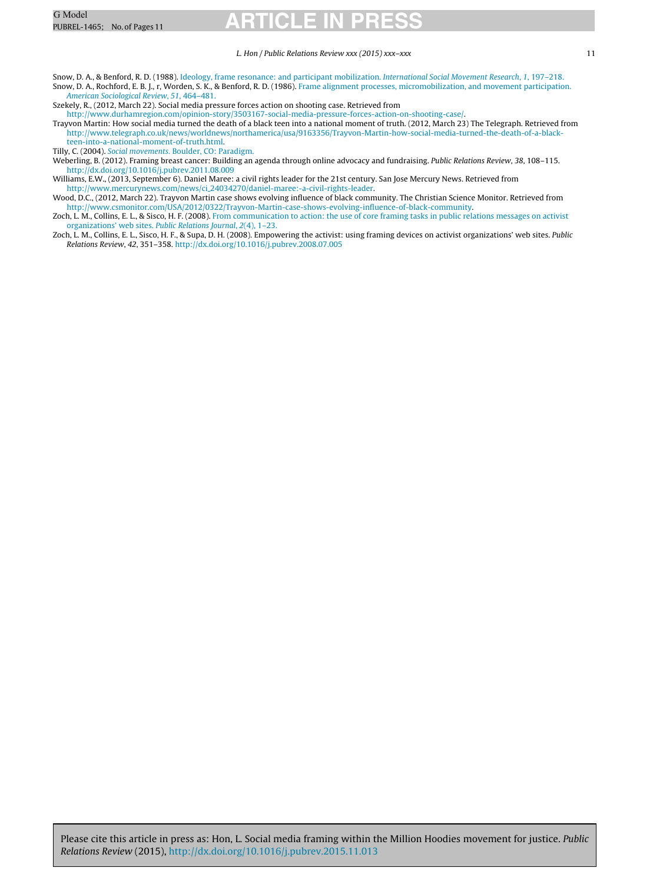Snow, D. A., & Benford, R. D. (1988). Ideology, frame resonance: and participant mobilization. *International Social Movement Research*, *1*, 197–218.

Snow, D. A., Rochford, E. B. J., r, Worden, S. K., & Benford, R. D. (1986). Frame alignment processes, micromobilization, and movement participation. *American Sociological Review*, *51*, 464–481.

Szekely, R., (2012, March 22). Social media pressure forces action on shooting case. Retrieved from http://www.durhamregion.com/opinion-story/3503167-social-media-pressure-forces-action-on-shooting-case/.

Trayvon Martin: How social media turned the death of a black teen into a national moment of truth. (2012, March 23) The Telegraph. Retrieved from http://www.telegraph.co.uk/news/worldnews/northamerica/usa/9163356/Trayvon-Martin-how-social-media-turned-the-death-of-a-black-teen-into-a-national-moment-of-truth.html.

Tilly, C. (2004). *Social movements.* Boulder, CO: Paradigm.

Weberling, B. (2012). Framing breast cancer: Building an agenda through online advocacy and fundraising. *Public Relations Review*, *38*, 108–115. http://dx.doi.org/10.1016/j.pubrev.2011.08.009

Williams, E.W., (2013, September 6). Daniel Maree: a civil rights leader for the 21st century. San Jose Mercury News. Retrieved from http://www.mercurynews.com/news/ci_24034270/daniel-maree:-a-civil-rights-leader.

Wood, D.C., (2012, March 22). Trayvon Martin case shows evolving influence of black community. The Christian Science Monitor. Retrieved from http://www.csmonitor.com/USA/2012/0322/Trayvon-Martin-case-shows-evolving-influence-of-black-community.

Zoch, L. M., Collins, E. L., & Sisco, H. F. (2008). From communication to action: the use of core framing tasks in public relations messages on activist organizations' web sites. *Public Relations Journal*, *2*(4), 1–23.

Zoch, L. M., Collins, E. L., Sisco, H. F., & Supa, D. H. (2008). Empowering the activist: using framing devices on activist organizations' web sites. *Public Relations Review*, *42*, 351–358. http://dx.doi.org/10.1016/j.pubrev.2008.07.005